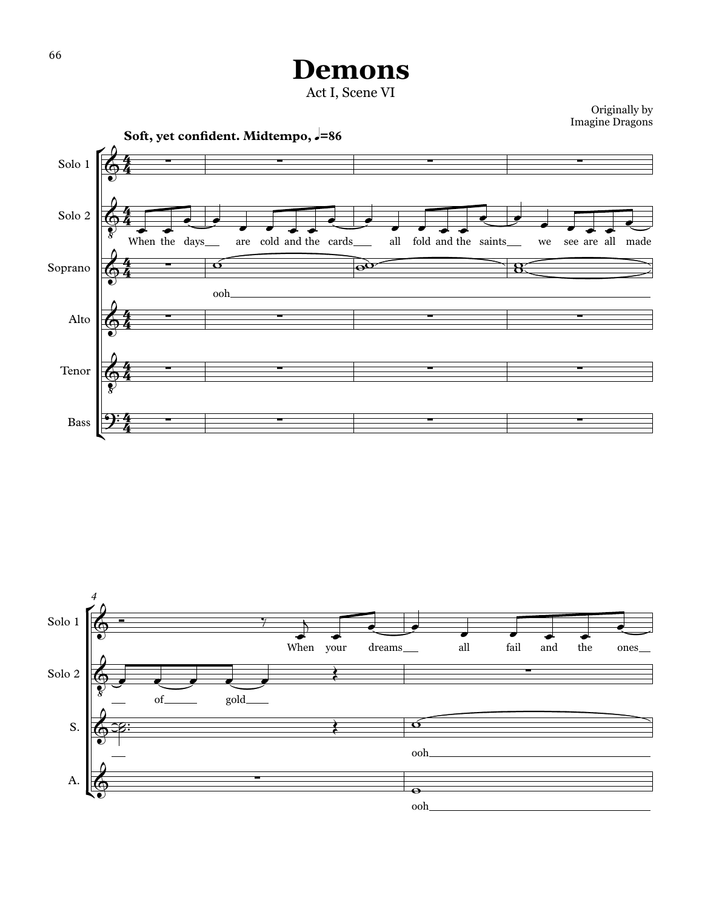# Demons

Act I, Scene VI

Originally by
Imagine Dragons

**Soft, yet confident. Midtempo, ♩=86**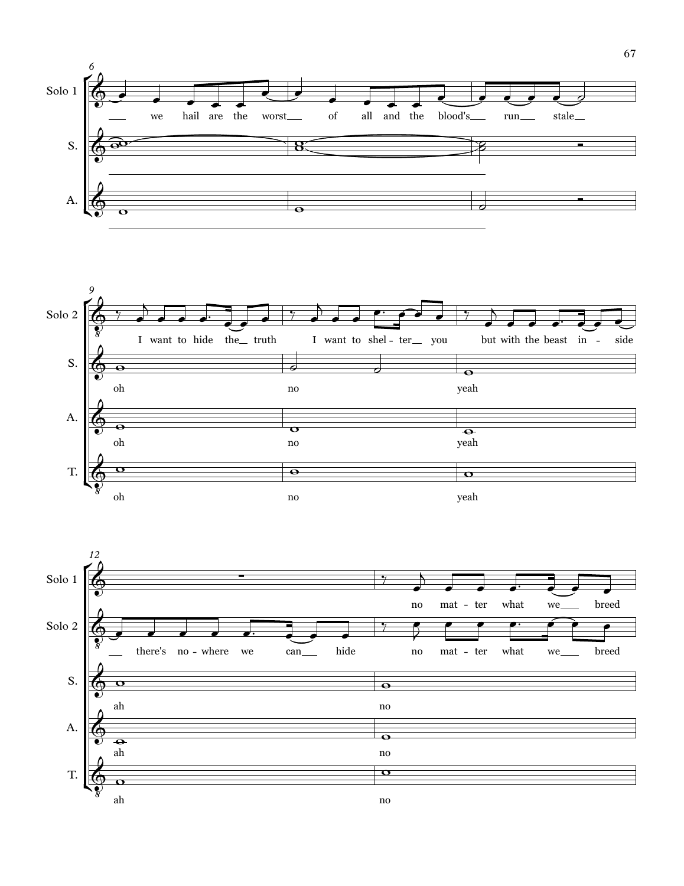Solo 1: we hail are the worst of all and the blood's run stale

S.

A.

Solo 2: I want to hide the truth I want to shel - ter you but with the beast in - side

S.: oh no yeah

A.: oh no yeah

T.: oh no yeah

Solo 1: no mat - ter what we breed

Solo 2: there's no - where we can hide no mat - ter what we breed

S.: ah no

A.: ah no

T.: ah no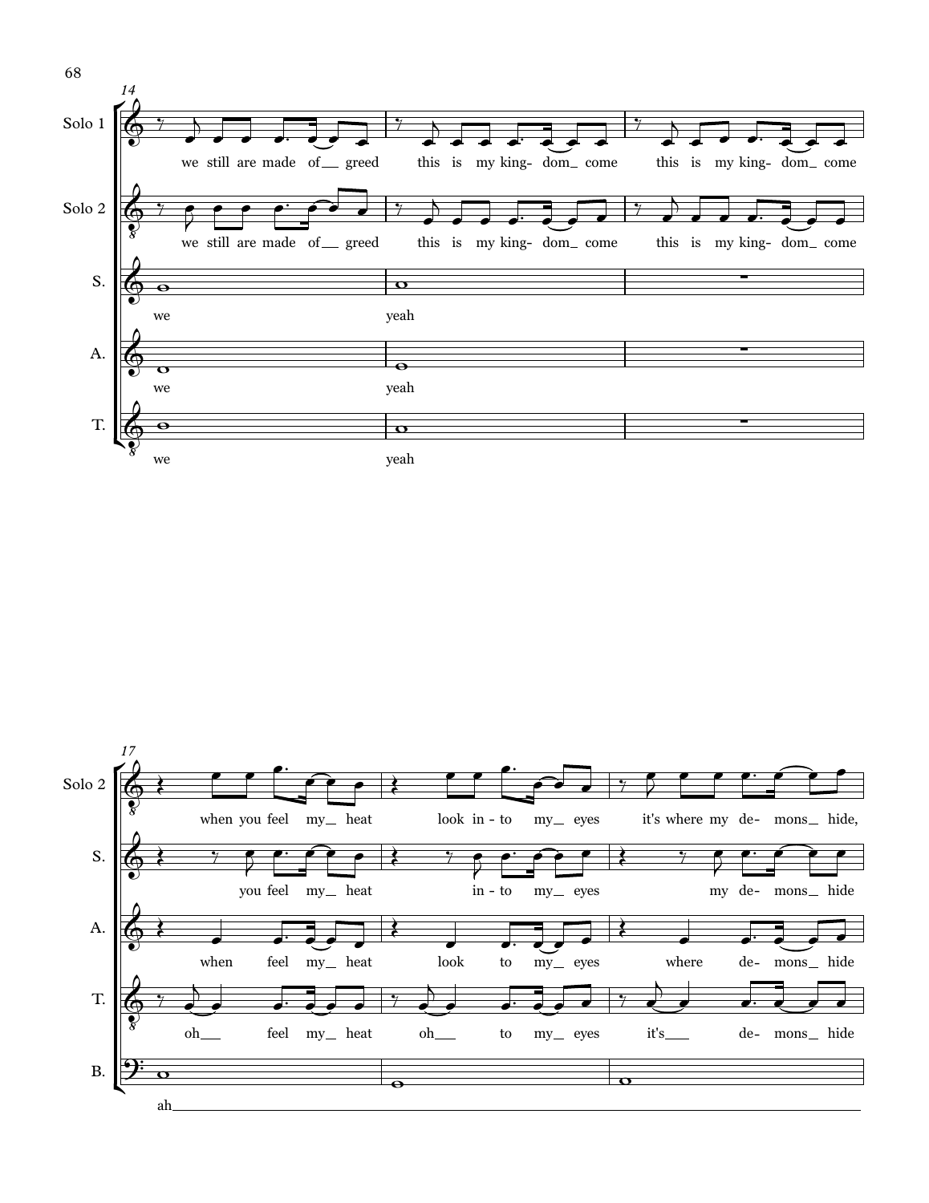**14**

**Solo 1:** we still are made of __ greed · this is my king- dom_ come · this is my king- dom_ come

**Solo 2:** we still are made of __ greed · this is my king- dom_ come · this is my king- dom_ come

**S.:** we · yeah

**A.:** we · yeah

**T.:** we · yeah

**17**

**Solo 2:** when you feel my_ heat · look in - to my_ eyes · it's where my de- mons_ hide,

**S.:** you feel my_ heat · in - to my_ eyes · my de- mons_ hide

**A.:** when feel my_ heat · look to my_ eyes · where de- mons_ hide

**T.:** oh___ feel my_ heat · oh___ to my_ eyes · it's___ de- mons_ hide

**B.:** ah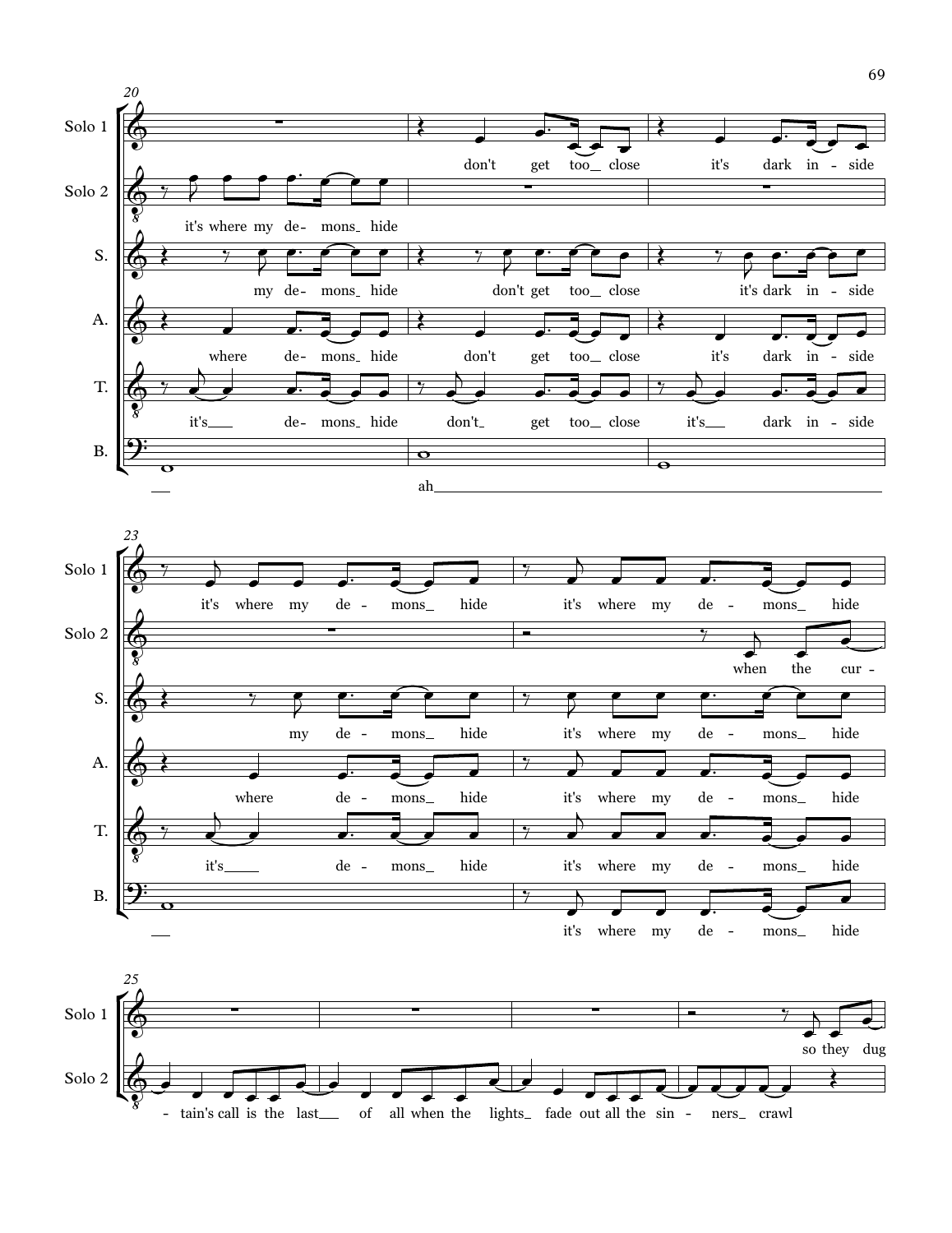**20**

Solo 1: don't get too_ close it's dark in - side

Solo 2: it's where my de- mons_ hide

S.: my de- mons_ hide don't get too_ close it's dark in - side

A.: where de- mons_ hide don't get too_ close it's dark in - side

T.: it's___ de- mons_ hide don't_ get too_ close it's___ dark in - side

B.: ___ ah___

**23**

Solo 1: it's where my de - mons_ hide it's where my de - mons_ hide

Solo 2: when the cur -

S.: my de - mons_ hide it's where my de - mons_ hide

A.: where de - mons_ hide it's where my de - mons_ hide

T.: it's____ de - mons_ hide it's where my de - mons_ hide

B.: ___ it's where my de - mons_ hide

**25**

Solo 1: so they dug

Solo 2: - tain's call is the last___ of all when the lights_ fade out all the sin - ners_ crawl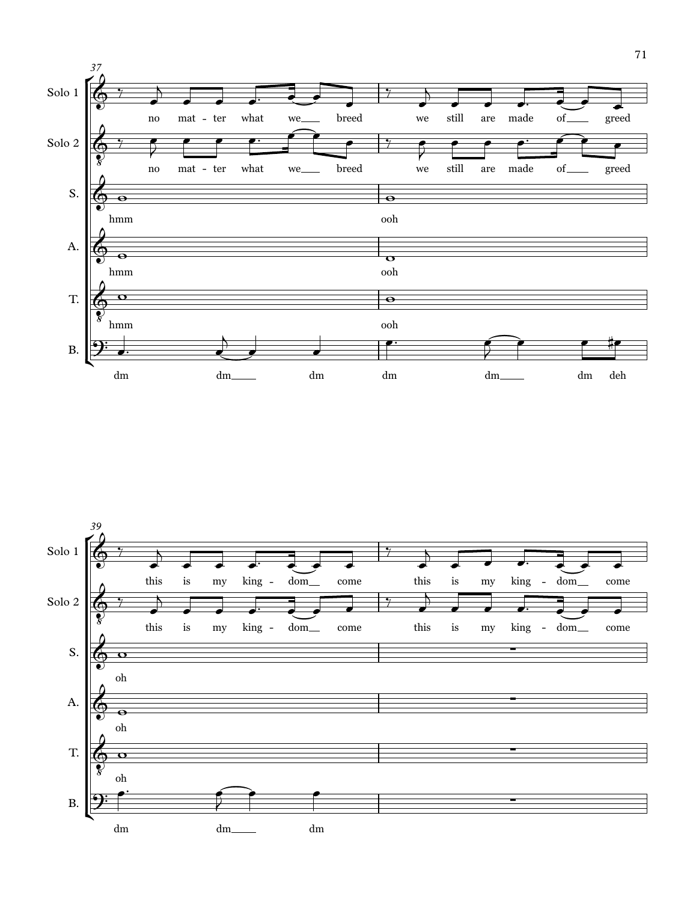**37**

Solo 1: no mat - ter what we___ breed we still are made of___ greed

Solo 2: no mat - ter what we___ breed we still are made of___ greed

S.: hmm ooh

A.: hmm ooh

T.: hmm ooh

B.: dm dm___ dm dm dm___ dm deh

**39**

Solo 1: this is my king - dom__ come this is my king - dom__ come

Solo 2: this is my king - dom__ come this is my king - dom__ come

S.: oh

A.: oh

T.: oh

B.: dm dm___ dm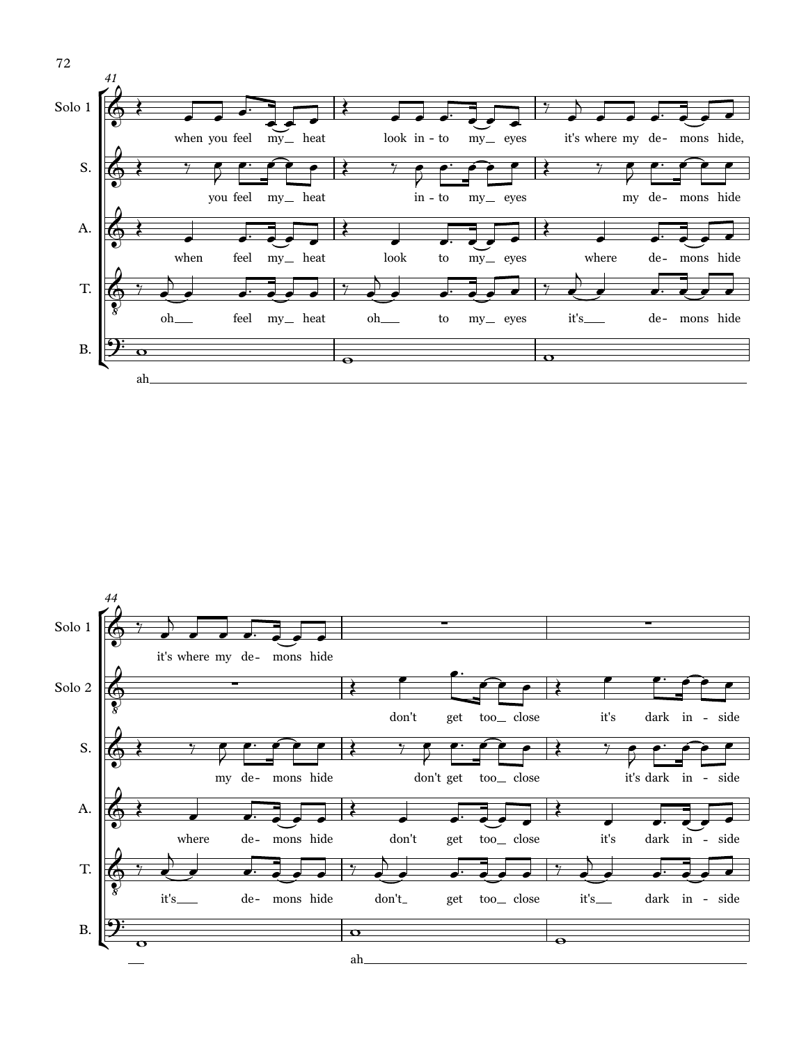**41**

Solo 1: when you feel my heat / look in-to my eyes / it's where my de-mons hide,

S.: you feel my heat / in-to my eyes / my de-mons hide

A.: when feel my heat / look to my eyes / where de-mons hide

T.: oh feel my heat / oh to my eyes / it's de-mons hide

B.: ah

**44**

Solo 1: it's where my de-mons hide

Solo 2: don't get too close / it's dark in-side

S.: my de-mons hide / don't get too close / it's dark in-side

A.: where de-mons hide / don't get too close / it's dark in-side

T.: it's de-mons hide / don't get too close / it's dark in-side

B.: ah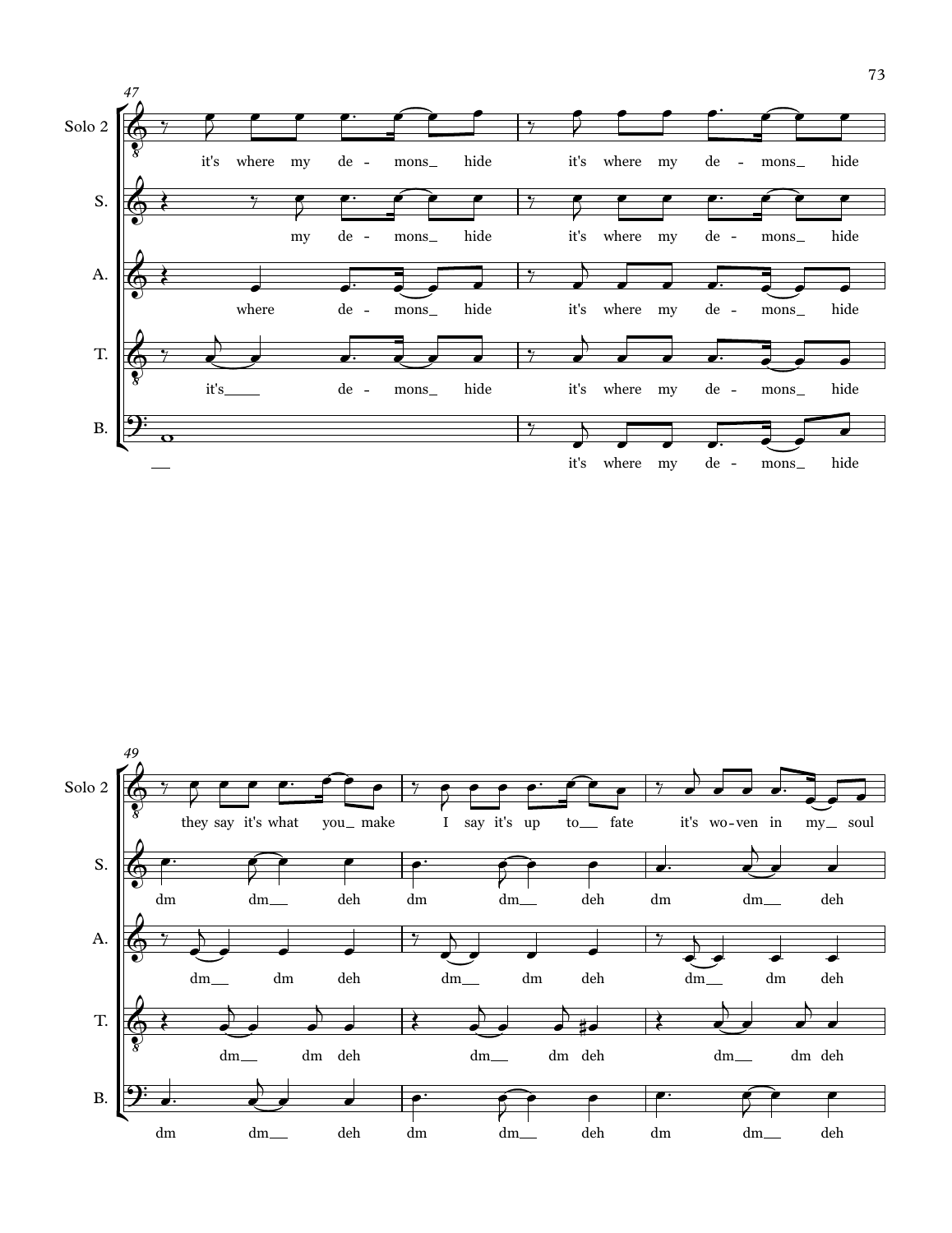**47**

Solo 2: it's where my de - mons_ hide it's where my de - mons_ hide

S.: my de - mons_ hide it's where my de - mons_ hide

A.: where de - mons_ hide it's where my de - mons_ hide

T.: it's_____ de - mons_ hide it's where my de - mons_ hide

B.: __ it's where my de - mons_ hide

**49**

Solo 2: they say it's what you_ make I say it's up to__ fate it's wo-ven in my__ soul

S.: dm dm__ deh dm dm__ deh dm dm__ deh

A.: dm__ dm deh dm__ dm deh dm__ dm deh

T.: dm__ dm deh dm__ dm deh dm__ dm deh

B.: dm dm__ deh dm dm__ deh dm dm__ deh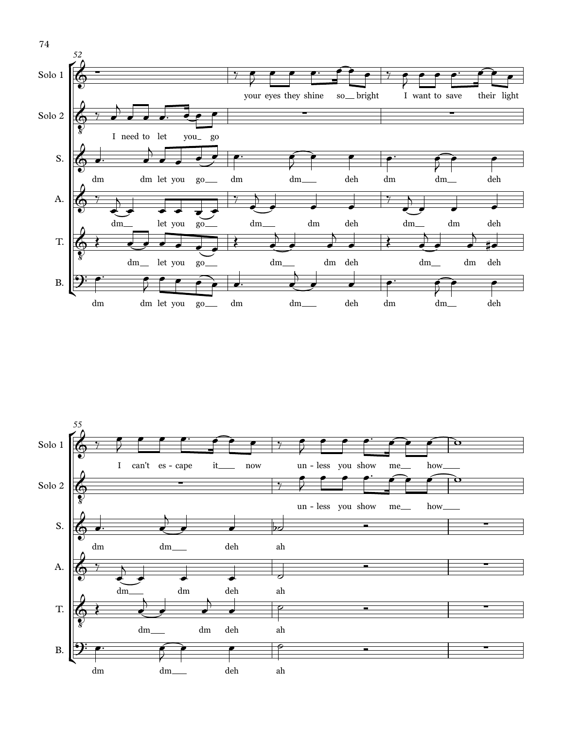**System 1 (mm. 52–54)**

Solo 1: your eyes they shine so_ bright I want to save their light

Solo 2: I need to let you_ go

S.: dm dm let you go___ dm dm___ deh dm dm__ deh

A.: dm__ let you go___ dm___ dm deh dm__ dm deh

T.: dm__ let you go___ dm___ dm deh dm__ dm deh

B.: dm dm let you go___ dm dm___ deh dm dm__ deh

**System 2 (mm. 55–57)**

Solo 1: I can't es - cape it___ now un - less you show me__ how___

Solo 2: un - less you show me__ how___

S.: dm dm___ deh ah

A.: dm___ dm deh ah

T.: dm___ dm deh ah

B.: dm dm___ deh ah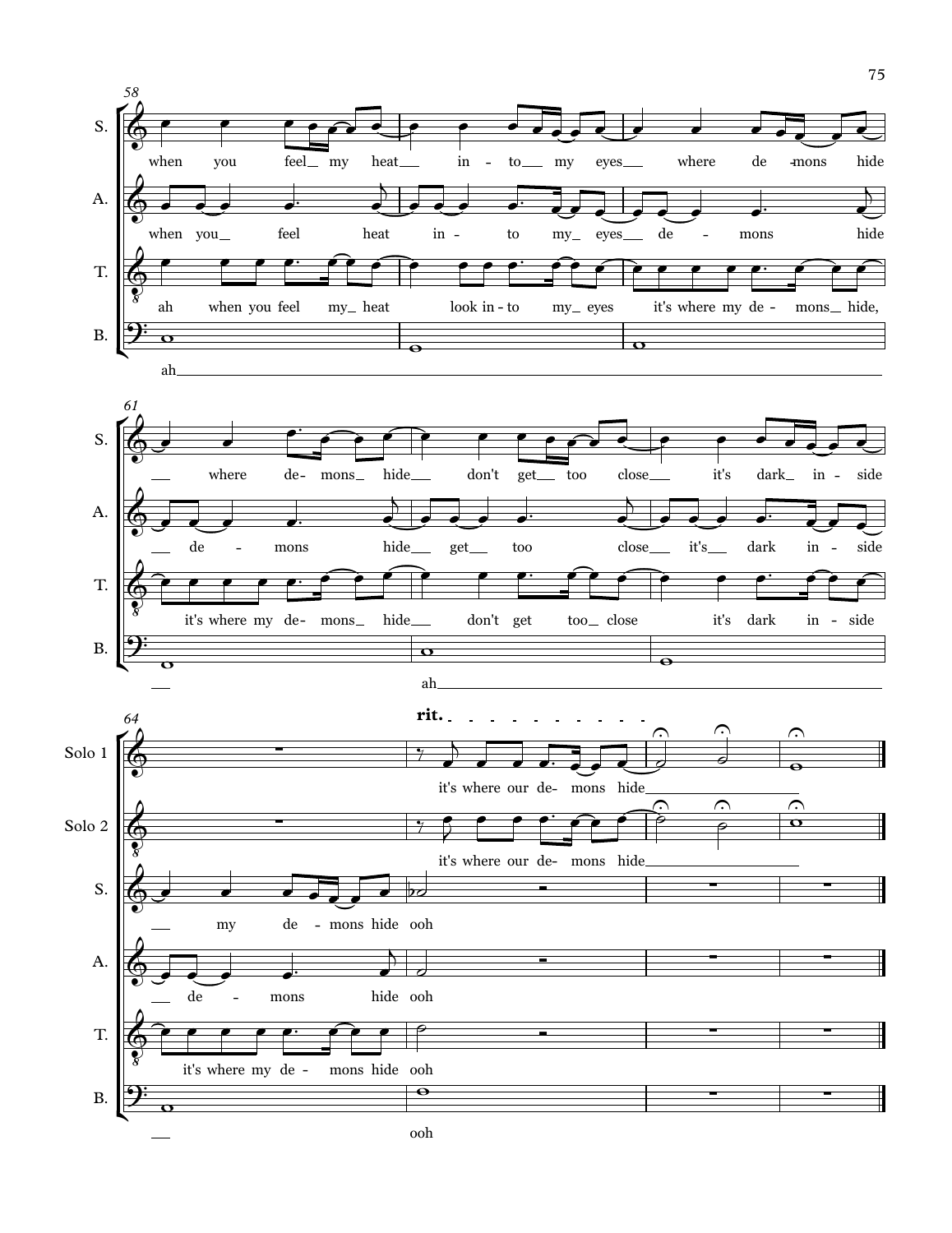58

S. when you feel my heat into my eyes where de-mons hide

A. when you feel heat in - to my eyes de - mons hide

T. ah when you feel my heat look in - to my eyes it's where my de - mons hide,

B. ah

61

S. where de- mons hide don't get too close it's dark in - side

A. de - mons hide get too close it's dark in - side

T. it's where my de- mons hide don't get too close it's dark in - side

B. ah

64

**rit.**

Solo 1 it's where our de- mons hide

Solo 2 it's where our de- mons hide

S. my de - mons hide ooh

A. de - mons hide ooh

T. it's where my de - mons hide ooh

B. ooh